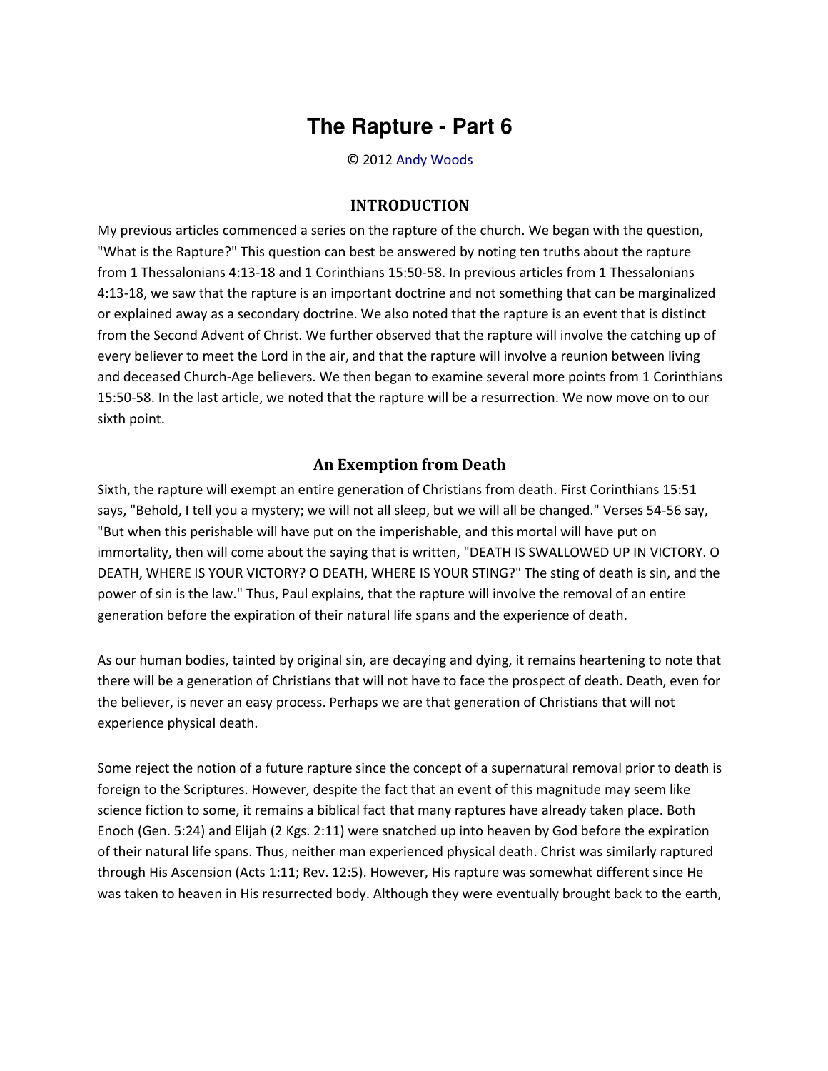# The Rapture - Part 6

© 2012 Andy Woods

## INTRODUCTION

My previous articles commenced a series on the rapture of the church. We began with the question, "What is the Rapture?" This question can best be answered by noting ten truths about the rapture from 1 Thessalonians 4:13-18 and 1 Corinthians 15:50-58. In previous articles from 1 Thessalonians 4:13-18, we saw that the rapture is an important doctrine and not something that can be marginalized or explained away as a secondary doctrine. We also noted that the rapture is an event that is distinct from the Second Advent of Christ. We further observed that the rapture will involve the catching up of every believer to meet the Lord in the air, and that the rapture will involve a reunion between living and deceased Church-Age believers. We then began to examine several more points from 1 Corinthians 15:50-58. In the last article, we noted that the rapture will be a resurrection. We now move on to our sixth point.

## An Exemption from Death

Sixth, the rapture will exempt an entire generation of Christians from death. First Corinthians 15:51 says, "Behold, I tell you a mystery; we will not all sleep, but we will all be changed." Verses 54-56 say, "But when this perishable will have put on the imperishable, and this mortal will have put on immortality, then will come about the saying that is written, "DEATH IS SWALLOWED UP IN VICTORY. O DEATH, WHERE IS YOUR VICTORY? O DEATH, WHERE IS YOUR STING?" The sting of death is sin, and the power of sin is the law." Thus, Paul explains, that the rapture will involve the removal of an entire generation before the expiration of their natural life spans and the experience of death.

As our human bodies, tainted by original sin, are decaying and dying, it remains heartening to note that there will be a generation of Christians that will not have to face the prospect of death. Death, even for the believer, is never an easy process. Perhaps we are that generation of Christians that will not experience physical death.

Some reject the notion of a future rapture since the concept of a supernatural removal prior to death is foreign to the Scriptures. However, despite the fact that an event of this magnitude may seem like science fiction to some, it remains a biblical fact that many raptures have already taken place. Both Enoch (Gen. 5:24) and Elijah (2 Kgs. 2:11) were snatched up into heaven by God before the expiration of their natural life spans. Thus, neither man experienced physical death. Christ was similarly raptured through His Ascension (Acts 1:11; Rev. 12:5). However, His rapture was somewhat different since He was taken to heaven in His resurrected body. Although they were eventually brought back to the earth,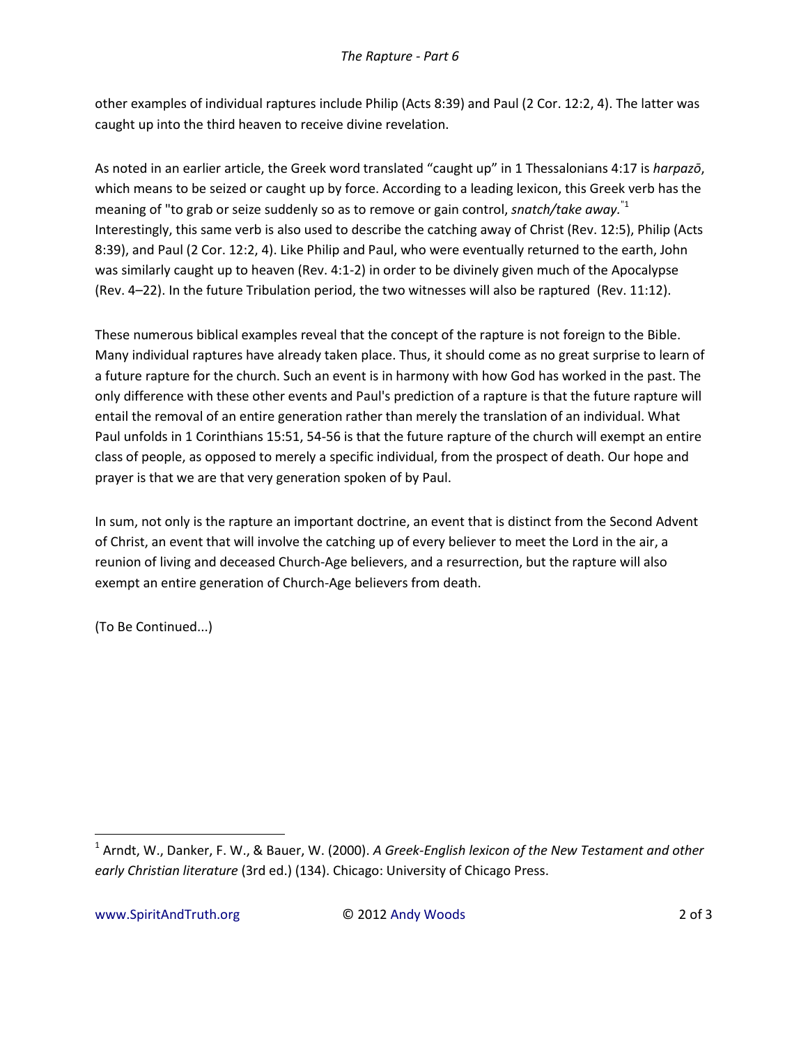other examples of individual raptures include Philip (Acts 8:39) and Paul (2 Cor. 12:2, 4). The latter was caught up into the third heaven to receive divine revelation.

As noted in an earlier article, the Greek word translated "caught up" in 1 Thessalonians 4:17 is *harpazō*, which means to be seized or caught up by force. According to a leading lexicon, this Greek verb has the meaning of "to grab or seize suddenly so as to remove or gain control, *snatch/take away.*"[1] Interestingly, this same verb is also used to describe the catching away of Christ (Rev. 12:5), Philip (Acts 8:39), and Paul (2 Cor. 12:2, 4). Like Philip and Paul, who were eventually returned to the earth, John was similarly caught up to heaven (Rev. 4:1-2) in order to be divinely given much of the Apocalypse (Rev. 4–22). In the future Tribulation period, the two witnesses will also be raptured (Rev. 11:12).

These numerous biblical examples reveal that the concept of the rapture is not foreign to the Bible. Many individual raptures have already taken place. Thus, it should come as no great surprise to learn of a future rapture for the church. Such an event is in harmony with how God has worked in the past. The only difference with these other events and Paul's prediction of a rapture is that the future rapture will entail the removal of an entire generation rather than merely the translation of an individual. What Paul unfolds in 1 Corinthians 15:51, 54-56 is that the future rapture of the church will exempt an entire class of people, as opposed to merely a specific individual, from the prospect of death. Our hope and prayer is that we are that very generation spoken of by Paul.

In sum, not only is the rapture an important doctrine, an event that is distinct from the Second Advent of Christ, an event that will involve the catching up of every believer to meet the Lord in the air, a reunion of living and deceased Church-Age believers, and a resurrection, but the rapture will also exempt an entire generation of Church-Age believers from death.

(To Be Continued...)

---

[1] Arndt, W., Danker, F. W., & Bauer, W. (2000). *A Greek-English lexicon of the New Testament and other early Christian literature* (3rd ed.) (134). Chicago: University of Chicago Press.